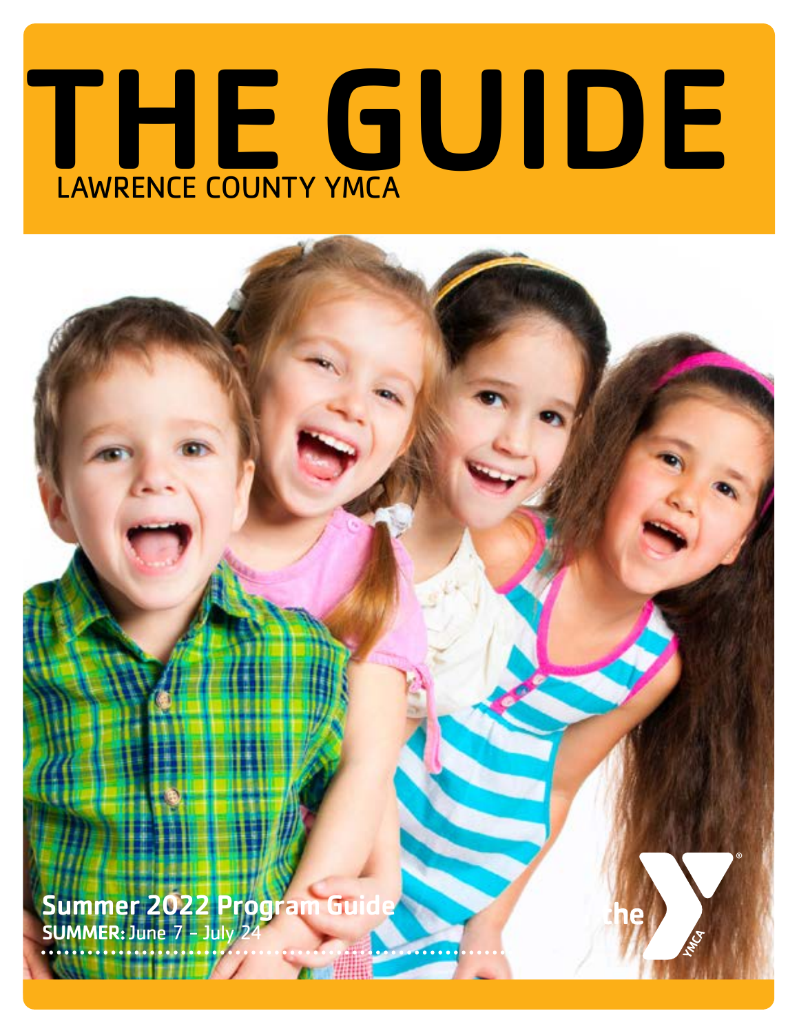# THE GUIDE

LAWRENCE COUNTY YMCA

**Summer 2022 Program Guide**

**SUMMER:** June 7 – July 24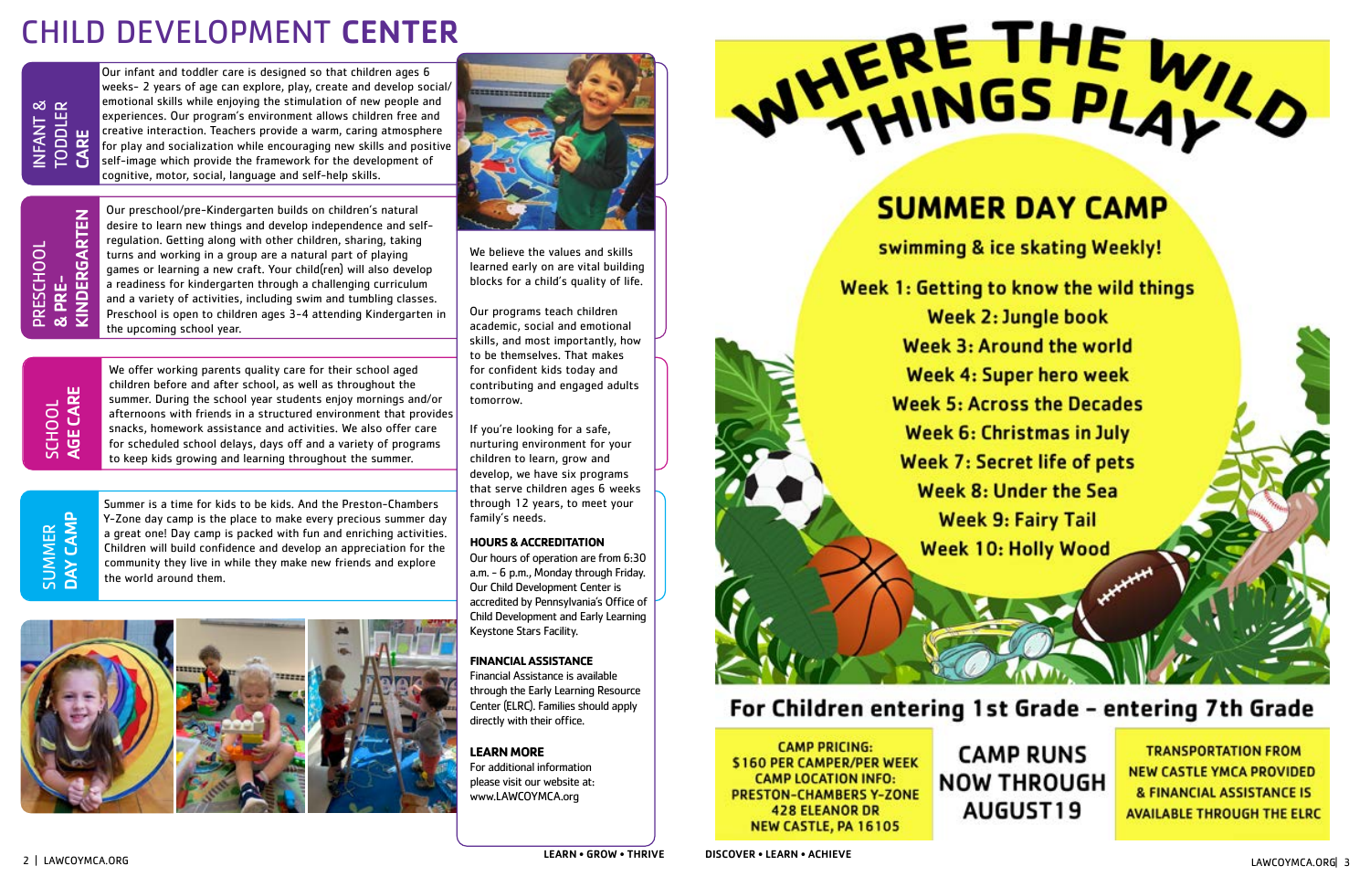# CHILD DEVELOPMENT **CENTER**

## INFANT & TODDLER **CARE**

Our infant and toddler care is designed so that children ages 6 weeks- 2 years of age can explore, play, create and develop social/emotional skills while enjoying the stimulation of new people and experiences. Our program's environment allows children free and creative interaction. Teachers provide a warm, caring atmosphere for play and socialization while encouraging new skills and positive self-image which provide the framework for the development of cognitive, motor, social, language and self-help skills.

## PRESCHOOL **& PRE-KINDERGARTEN**

Our preschool/pre-Kindergarten builds on children's natural desire to learn new things and develop independence and self-regulation. Getting along with other children, sharing, taking turns and working in a group are a natural part of playing games or learning a new craft. Your child(ren) will also develop a readiness for kindergarten through a challenging curriculum and a variety of activities, including swim and tumbling classes. Preschool is open to children ages 3-4 attending Kindergarten in the upcoming school year.

## SCHOOL **AGE CARE**

We offer working parents quality care for their school aged children before and after school, as well as throughout the summer. During the school year students enjoy mornings and/or afternoons with friends in a structured environment that provides snacks, homework assistance and activities. We also offer care for scheduled school delays, days off and a variety of programs to keep kids growing and learning throughout the summer.

## SUMMER **DAY CAMP**

Summer is a time for kids to be kids. And the Preston-Chambers Y-Zone day camp is the place to make every precious summer day a great one! Day camp is packed with fun and enriching activities. Children will build confidence and develop an appreciation for the community they live in while they make new friends and explore the world around them.

We believe the values and skills learned early on are vital building blocks for a child's quality of life.

Our programs teach children academic, social and emotional skills, and most importantly, how to be themselves. That makes for confident kids today and contributing and engaged adults tomorrow.

If you're looking for a safe, nurturing environment for your children to learn, grow and develop, we have six programs that serve children ages 6 weeks through 12 years, to meet your family's needs.

**HOURS & ACCREDITATION**

Our hours of operation are from 6:30 a.m. - 6 p.m., Monday through Friday. Our Child Development Center is accredited by Pennsylvania's Office of Child Development and Early Learning Keystone Stars Facility.

**FINANCIAL ASSISTANCE**

Financial Assistance is available through the Early Learning Resource Center (ELRC). Families should apply directly with their office.

**LEARN MORE**

For additional information please visit our website at: www.LAWCOYMCA.org

LEARN • GROW • THRIVE

# WHERE THE WILD THINGS PLAY

## SUMMER DAY CAMP

swimming & ice skating Weekly!

Week 1: Getting to know the wild things
Week 2: Jungle book
Week 3: Around the world
Week 4: Super hero week
Week 5: Across the Decades
Week 6: Christmas in July
Week 7: Secret life of pets
Week 8: Under the Sea
Week 9: Fairy Tail
Week 10: Holly Wood

**For Children entering 1st Grade - entering 7th Grade**

CAMP PRICING:
$160 PER CAMPER/PER WEEK
CAMP LOCATION INFO:
PRESTON-CHAMBERS Y-ZONE
428 ELEANOR DR
NEW CASTLE, PA 16105

CAMP RUNS NOW THROUGH AUGUST 19

TRANSPORTATION FROM NEW CASTLE YMCA PROVIDED & FINANCIAL ASSISTANCE IS AVAILABLE THROUGH THE ELRC

DISCOVER • LEARN • ACHIEVE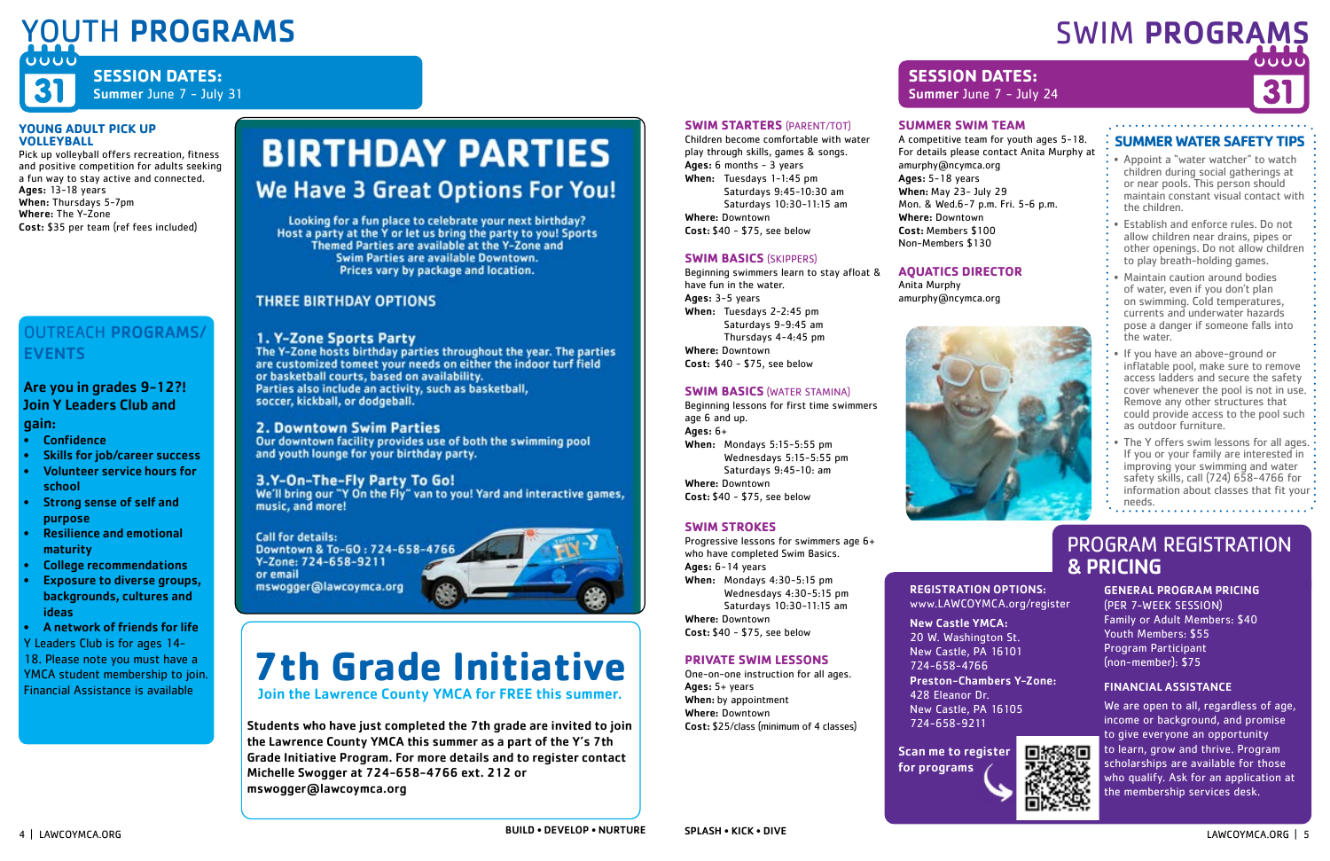# YOUTH PROGRAMS

## SESSION DATES:

Summer June 7 - July 31

### YOUNG ADULT PICK UP VOLLEYBALL

Pick up volleyball offers recreation, fitness and positive competition for adults seeking a fun way to stay active and connected.
**Ages:** 13-18 years
**When:** Thursdays 5-7pm
**Where:** The Y-Zone
**Cost:** $35 per team (ref fees included)

## OUTREACH PROGRAMS/ EVENTS

**Are you in grades 9-12?! Join Y Leaders Club and gain:**

- **Confidence**
- **Skills for job/career success**
- **Volunteer service hours for school**
- **Strong sense of self and purpose**
- **Resilience and emotional maturity**
- **College recommendations**
- **Exposure to diverse groups, backgrounds, cultures and ideas**
- **A network of friends for life**

Y Leaders Club is for ages 14-18. Please note you must have a YMCA student membership to join. Financial Assistance is available

## BIRTHDAY PARTIES

### We Have 3 Great Options For You!

**Looking for a fun place to celebrate your next birthday? Host a party at the Y or let us bring the party to you! Sports Themed Parties are available at the Y-Zone and Swim Parties are available Downtown. Prices vary by package and location.**

**THREE BIRTHDAY OPTIONS**

**1. Y-Zone Sports Party**
The Y-Zone hosts birthday parties throughout the year. The parties are customized tomeet your needs on either the indoor turf field or basketball courts, based on availability.
Parties also include an activity, such as basketball, soccer, kickball, or dodgeball.

**2. Downtown Swim Parties**
Our downtown facility provides use of both the swimming pool and youth lounge for your birthday party.

**3.Y-On-The-Fly Party To Go!**
We'll bring our "Y On the Fly" van to you! Yard and interactive games, music, and more!

Call for details:
Downtown & To-GO : 724-658-4766
Y-Zone: 724-658-9211
or email
mswogger@lawcoymca.org

## 7th Grade Initiative

**Join the Lawrence County YMCA for FREE this summer.**

**Students who have just completed the 7th grade are invited to join the Lawrence County YMCA this summer as a part of the Y's 7th Grade Initiative Program. For more details and to register contact Michelle Swogger at 724-658-4766 ext. 212 or mswogger@lawcoymca.org**

BUILD • DEVELOP • NURTURE

# SWIM PROGRAMS

## SESSION DATES:

Summer June 7 - July 24

### SWIM STARTERS (PARENT/TOT)

Children become comfortable with water play through skills, games & songs.
**Ages:** 6 months - 3 years
**When:** Tuesdays 1-1:45 pm
Saturdays 9:45-10:30 am
Saturdays 10:30-11:15 am
**Where:** Downtown
**Cost:** $40 - $75, see below

### SWIM BASICS (SKIPPERS)

Beginning swimmers learn to stay afloat & have fun in the water.
**Ages:** 3-5 years
**When:** Tuesdays 2-2:45 pm
Saturdays 9-9:45 am
Thursdays 4-4:45 pm
**Where:** Downtown
**Cost:** $40 - $75, see below

### SWIM BASICS (WATER STAMINA)

Beginning lessons for first time swimmers age 6 and up.
**Ages:** 6+
**When:** Mondays 5:15-5:55 pm
Wednesdays 5:15-5:55 pm
Saturdays 9:45-10: am
**Where:** Downtown
**Cost:** $40 - $75, see below

### SWIM STROKES

Progressive lessons for swimmers age 6+ who have completed Swim Basics.
**Ages:** 6-14 years
**When:** Mondays 4:30-5:15 pm
Wednesdays 4:30-5:15 pm
Saturdays 10:30-11:15 am
**Where:** Downtown
**Cost:** $40 - $75, see below

### PRIVATE SWIM LESSONS

One-on-one instruction for all ages.
**Ages:** 5+ years
**When:** by appointment
**Where:** Downtown
**Cost:** $25/class (minimum of 4 classes)

### SUMMER SWIM TEAM

A competitive team for youth ages 5-18. For details please contact Anita Murphy at amurphy@ncymca.org
**Ages:** 5-18 years
**When:** May 23- July 29
Mon. & Wed.6-7 p.m. Fri. 5-6 p.m.
**Where:** Downtown
**Cost:** Members $100
Non-Members $130

### AQUATICS DIRECTOR

Anita Murphy
amurphy@ncymca.org

### SUMMER WATER SAFETY TIPS

- Appoint a "water watcher" to watch children during social gatherings at or near pools. This person should maintain constant visual contact with the children.
- Establish and enforce rules. Do not allow children near drains, pipes or other openings. Do not allow children to play breath-holding games.
- Maintain caution around bodies of water, even if you don't plan on swimming. Cold temperatures, currents and underwater hazards pose a danger if someone falls into the water.
- If you have an above-ground or inflatable pool, make sure to remove access ladders and secure the safety cover whenever the pool is not in use. Remove any other structures that could provide access to the pool such as outdoor furniture.
- The Y offers swim lessons for all ages. If you or your family are interested in improving your swimming and water safety skills, call (724) 658-4766 for information about classes that fit your needs.

## PROGRAM REGISTRATION & PRICING

**REGISTRATION OPTIONS:**
www.LAWCOYMCA.org/register

**New Castle YMCA:**
20 W. Washington St.
New Castle, PA 16101
724-658-4766

**Preston-Chambers Y-Zone:**
428 Eleanor Dr.
New Castle, PA 16105
724-658-9211

**Scan me to register for programs**

**GENERAL PROGRAM PRICING**
(PER 7-WEEK SESSION)
Family or Adult Members: $40
Youth Members: $55
Program Participant (non-member): $75

**FINANCIAL ASSISTANCE**

We are open to all, regardless of age, income or background, and promise to give everyone an opportunity to learn, grow and thrive. Program scholarships are available for those who qualify. Ask for an application at the membership services desk.

SPLASH • KICK • DIVE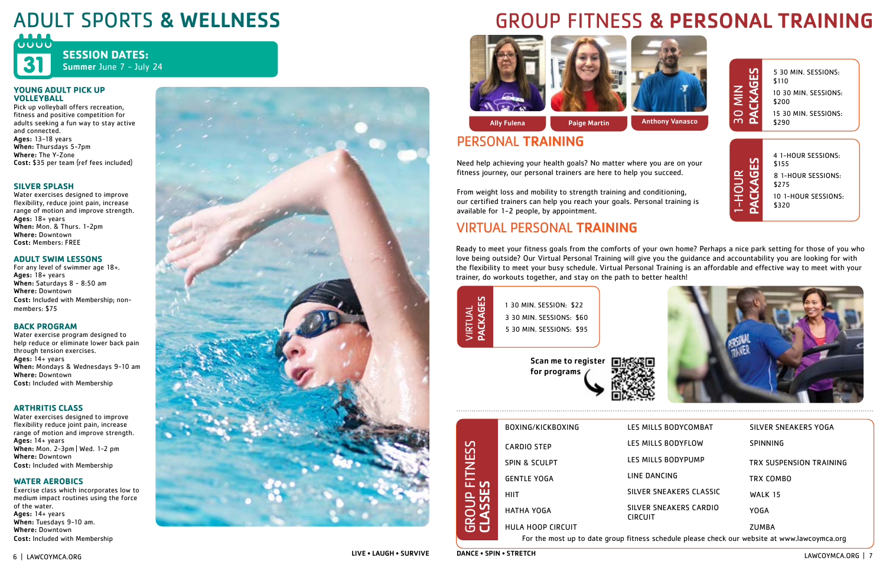# ADULT SPORTS & WELLNESS

31 **SESSION DATES:**
**Summer** June 7 – July 24

### YOUNG ADULT PICK UP VOLLEYBALL

Pick up volleyball offers recreation, fitness and positive competition for adults seeking a fun way to stay active and connected.
**Ages:** 13-18 years
**When:** Thursdays 5-7pm
**Where:** The Y-Zone
**Cost:** $35 per team (ref fees included)

### SILVER SPLASH

Water exercises designed to improve flexibility, reduce joint pain, increase range of motion and improve strength.
**Ages:** 18+ years
**When:** Mon. & Thurs. 1-2pm
**Where:** Downtown
**Cost:** Members: FREE

### ADULT SWIM LESSONS

For any level of swimmer age 18+.
**Ages:** 18+ years
**When:** Saturdays 8 - 8:50 am
**Where:** Downtown
**Cost:** Included with Membership; non-members: $75

### BACK PROGRAM

Water exercise program designed to help reduce or eliminate lower back pain through tension exercises.
**Ages:** 14+ years
**When:** Mondays & Wednesdays 9-10 am
**Where:** Downtown
**Cost:** Included with Membership

### ARTHRITIS CLASS

Water exercises designed to improve flexibility reduce joint pain, increase range of motion and improve strength.
**Ages:** 14+ years
**When:** Mon. 2-3pm | Wed. 1-2 pm
**Where:** Downtown
**Cost:** Included with Membership

### WATER AEROBICS

Exercise class which incorporates low to medium impact routines using the force of the water.
**Ages:** 14+ years
**When:** Tuesdays 9-10 am.
**Where:** Downtown
**Cost:** Included with Membership

LIVE • LAUGH • SURVIVE

# GROUP FITNESS & PERSONAL TRAINING

Ally Fulena | Paige Martin | Anthony Vanasco

## PERSONAL TRAINING

Need help achieving your health goals? No matter where you are on your fitness journey, our personal trainers are here to help you succeed.

From weight loss and mobility to strength training and conditioning, our certified trainers can help you reach your goals. Personal training is available for 1-2 people, by appointment.

**30 MIN PACKAGES**

- 5 30 MIN. SESSIONS: $110
- 10 30 MIN. SESSIONS: $200
- 15 30 MIN. SESSIONS: $290

**1-HOUR PACKAGES**

- 4 1-HOUR SESSIONS: $155
- 8 1-HOUR SESSIONS: $275
- 10 1-HOUR SESSIONS: $320

## VIRTUAL PERSONAL TRAINING

Ready to meet your fitness goals from the comforts of your own home? Perhaps a nice park setting for those of you who love being outside? Our Virtual Personal Training will give you the guidance and accountability you are looking for with the flexibility to meet your busy schedule. Virtual Personal Training is an affordable and effective way to meet with your trainer, do workouts together, and stay on the path to better health!

**VIRTUAL PACKAGES**

- 1 30 MIN. SESSION: $22
- 3 30 MIN. SESSIONS: $60
- 5 30 MIN. SESSIONS: $95

Scan me to register for programs

## GROUP FITNESS CLASSES

| | | |
|---|---|---|
| BOXING/KICKBOXING | LES MILLS BODYCOMBAT | SILVER SNEAKERS YOGA |
| CARDIO STEP | LES MILLS BODYFLOW | SPINNING |
| SPIN & SCULPT | LES MILLS BODYPUMP | TRX SUSPENSION TRAINING |
| GENTLE YOGA | LINE DANCING | TRX COMBO |
| HIIT | SILVER SNEAKERS CLASSIC | WALK 15 |
| HATHA YOGA | SILVER SNEAKERS CARDIO CIRCUIT | YOGA |
| HULA HOOP CIRCUIT | | ZUMBA |

For the most up to date group fitness schedule please check our website at www.lawcoymca.org

DANCE • SPIN • STRETCH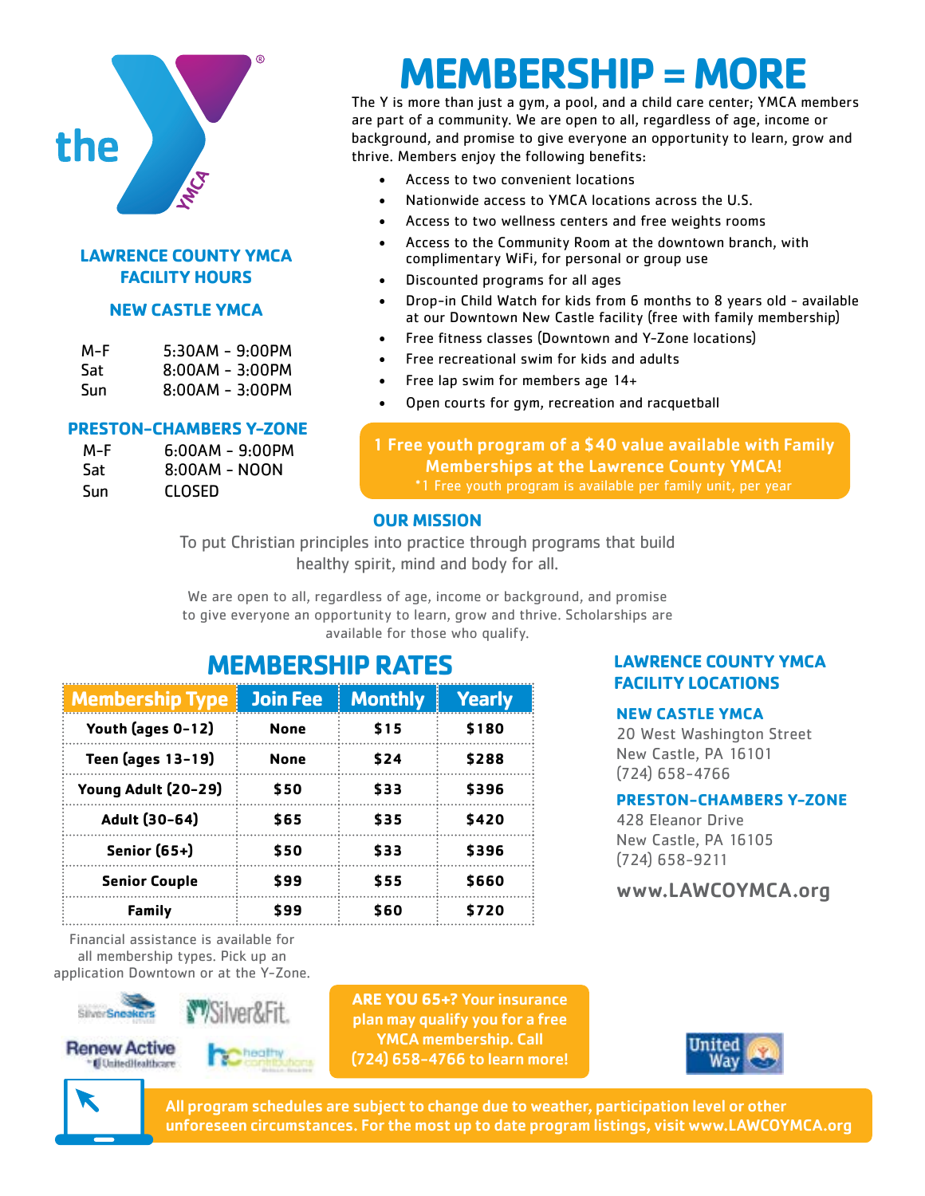# MEMBERSHIP = MORE

The Y is more than just a gym, a pool, and a child care center; YMCA members are part of a community. We are open to all, regardless of age, income or background, and promise to give everyone an opportunity to learn, grow and thrive. Members enjoy the following benefits:

- Access to two convenient locations
- Nationwide access to YMCA locations across the U.S.
- Access to two wellness centers and free weights rooms
- Access to the Community Room at the downtown branch, with complimentary WiFi, for personal or group use
- Discounted programs for all ages
- Drop-in Child Watch for kids from 6 months to 8 years old - available at our Downtown New Castle facility (free with family membership)
- Free fitness classes (Downtown and Y-Zone locations)
- Free recreational swim for kids and adults
- Free lap swim for members age 14+
- Open courts for gym, recreation and racquetball

**1 Free youth program of a $40 value available with Family Memberships at the Lawrence County YMCA!**
*1 Free youth program is available per family unit, per year

## LAWRENCE COUNTY YMCA FACILITY HOURS

### NEW CASTLE YMCA

| | |
|---|---|
| M-F | 5:30AM - 9:00PM |
| Sat | 8:00AM - 3:00PM |
| Sun | 8:00AM - 3:00PM |

### PRESTON-CHAMBERS Y-ZONE

| | |
|---|---|
| M-F | 6:00AM - 9:00PM |
| Sat | 8:00AM - NOON |
| Sun | CLOSED |

## OUR MISSION

To put Christian principles into practice through programs that build healthy spirit, mind and body for all.

We are open to all, regardless of age, income or background, and promise to give everyone an opportunity to learn, grow and thrive. Scholarships are available for those who qualify.

## MEMBERSHIP RATES

| Membership Type | Join Fee | Monthly | Yearly |
|---|---|---|---|
| Youth (ages 0-12) | None | $15 | $180 |
| Teen (ages 13-19) | None | $24 | $288 |
| Young Adult (20-29) | $50 | $33 | $396 |
| Adult (30-64) | $65 | $35 | $420 |
| Senior (65+) | $50 | $33 | $396 |
| Senior Couple | $99 | $55 | $660 |
| Family | $99 | $60 | $720 |

Financial assistance is available for all membership types. Pick up an application Downtown or at the Y-Zone.

## LAWRENCE COUNTY YMCA FACILITY LOCATIONS

### NEW CASTLE YMCA

20 West Washington Street
New Castle, PA 16101
(724) 658-4766

### PRESTON-CHAMBERS Y-ZONE

428 Eleanor Drive
New Castle, PA 16105
(724) 658-9211

www.LAWCOYMCA.org

**ARE YOU 65+? Your insurance plan may qualify you for a free YMCA membership. Call (724) 658-4766 to learn more!**

**All program schedules are subject to change due to weather, participation level or other unforeseen circumstances. For the most up to date program listings, visit www.LAWCOYMCA.org**